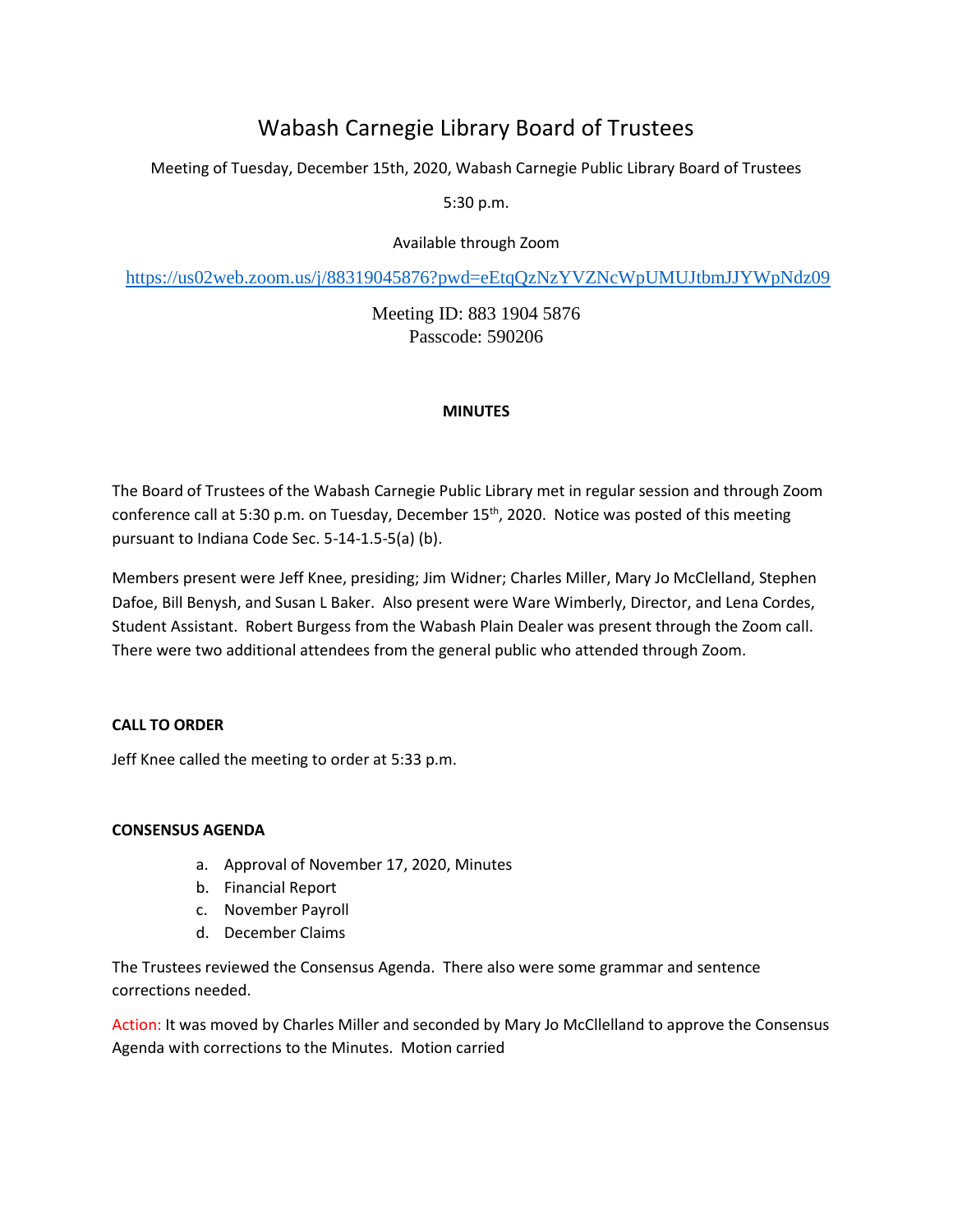# Wabash Carnegie Library Board of Trustees

Meeting of Tuesday, December 15th, 2020, Wabash Carnegie Public Library Board of Trustees

5:30 p.m.

Available through Zoom

https://us02web.zoom.us/j/88319045876?pwd=eEtqQzNzYVZNcWpUMUJtbmJJYWpNdz09

Meeting ID: 883 1904 5876
Passcode: 590206

**MINUTES**

The Board of Trustees of the Wabash Carnegie Public Library met in regular session and through Zoom conference call at 5:30 p.m. on Tuesday, December 15th, 2020. Notice was posted of this meeting pursuant to Indiana Code Sec. 5-14-1.5-5(a) (b).

Members present were Jeff Knee, presiding; Jim Widner; Charles Miller, Mary Jo McClelland, Stephen Dafoe, Bill Benysh, and Susan L Baker. Also present were Ware Wimberly, Director, and Lena Cordes, Student Assistant. Robert Burgess from the Wabash Plain Dealer was present through the Zoom call. There were two additional attendees from the general public who attended through Zoom.

**CALL TO ORDER**

Jeff Knee called the meeting to order at 5:33 p.m.

**CONSENSUS AGENDA**

a. Approval of November 17, 2020, Minutes
b. Financial Report
c. November Payroll
d. December Claims

The Trustees reviewed the Consensus Agenda. There also were some grammar and sentence corrections needed.

Action: It was moved by Charles Miller and seconded by Mary Jo McCllelland to approve the Consensus Agenda with corrections to the Minutes. Motion carried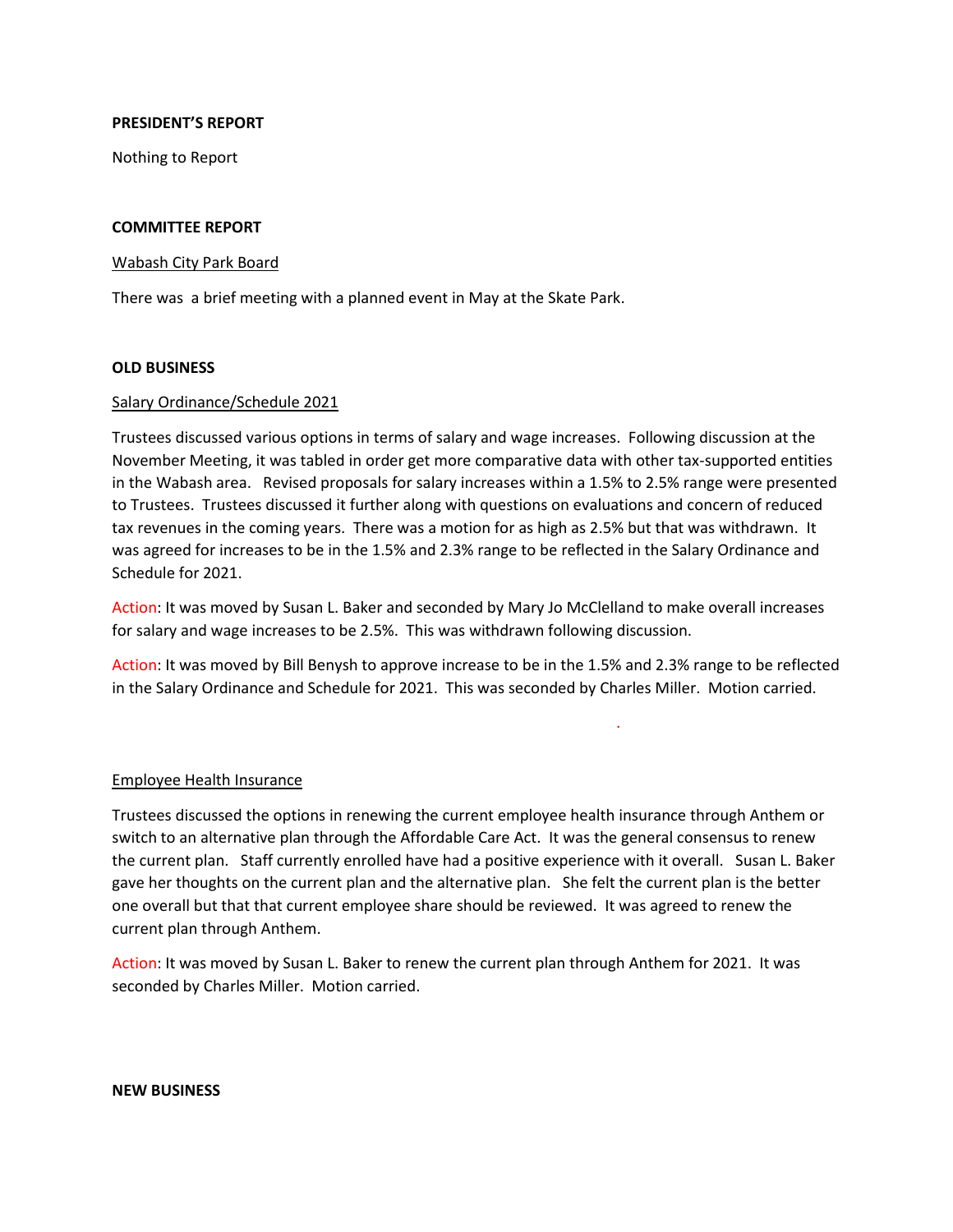**PRESIDENT'S REPORT**

Nothing to Report

**COMMITTEE REPORT**

Wabash City Park Board

There was a brief meeting with a planned event in May at the Skate Park.

**OLD BUSINESS**

Salary Ordinance/Schedule 2021

Trustees discussed various options in terms of salary and wage increases. Following discussion at the November Meeting, it was tabled in order get more comparative data with other tax-supported entities in the Wabash area. Revised proposals for salary increases within a 1.5% to 2.5% range were presented to Trustees. Trustees discussed it further along with questions on evaluations and concern of reduced tax revenues in the coming years. There was a motion for as high as 2.5% but that was withdrawn. It was agreed for increases to be in the 1.5% and 2.3% range to be reflected in the Salary Ordinance and Schedule for 2021.

Action: It was moved by Susan L. Baker and seconded by Mary Jo McClelland to make overall increases for salary and wage increases to be 2.5%. This was withdrawn following discussion.

Action: It was moved by Bill Benysh to approve increase to be in the 1.5% and 2.3% range to be reflected in the Salary Ordinance and Schedule for 2021. This was seconded by Charles Miller. Motion carried.

Employee Health Insurance

Trustees discussed the options in renewing the current employee health insurance through Anthem or switch to an alternative plan through the Affordable Care Act. It was the general consensus to renew the current plan. Staff currently enrolled have had a positive experience with it overall. Susan L. Baker gave her thoughts on the current plan and the alternative plan. She felt the current plan is the better one overall but that that current employee share should be reviewed. It was agreed to renew the current plan through Anthem.

Action: It was moved by Susan L. Baker to renew the current plan through Anthem for 2021. It was seconded by Charles Miller. Motion carried.

**NEW BUSINESS**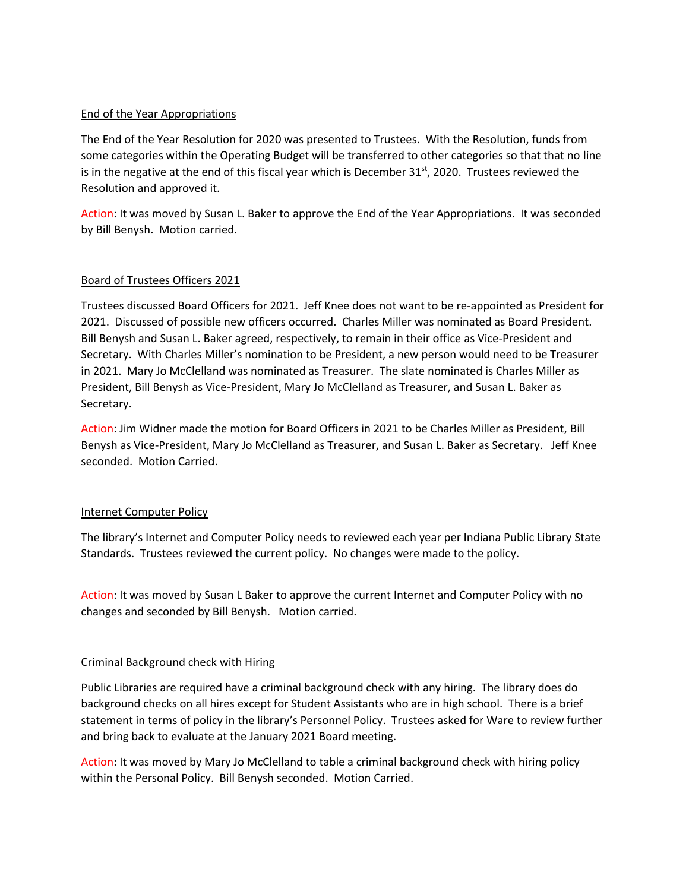<u>End of the Year Appropriations</u>

The End of the Year Resolution for 2020 was presented to Trustees. With the Resolution, funds from some categories within the Operating Budget will be transferred to other categories so that that no line is in the negative at the end of this fiscal year which is December 31st, 2020. Trustees reviewed the Resolution and approved it.

Action: It was moved by Susan L. Baker to approve the End of the Year Appropriations. It was seconded by Bill Benysh. Motion carried.

<u>Board of Trustees Officers 2021</u>

Trustees discussed Board Officers for 2021. Jeff Knee does not want to be re-appointed as President for 2021. Discussed of possible new officers occurred. Charles Miller was nominated as Board President. Bill Benysh and Susan L. Baker agreed, respectively, to remain in their office as Vice-President and Secretary. With Charles Miller's nomination to be President, a new person would need to be Treasurer in 2021. Mary Jo McClelland was nominated as Treasurer. The slate nominated is Charles Miller as President, Bill Benysh as Vice-President, Mary Jo McClelland as Treasurer, and Susan L. Baker as Secretary.

Action: Jim Widner made the motion for Board Officers in 2021 to be Charles Miller as President, Bill Benysh as Vice-President, Mary Jo McClelland as Treasurer, and Susan L. Baker as Secretary. Jeff Knee seconded. Motion Carried.

<u>Internet Computer Policy</u>

The library's Internet and Computer Policy needs to reviewed each year per Indiana Public Library State Standards. Trustees reviewed the current policy. No changes were made to the policy.

Action: It was moved by Susan L Baker to approve the current Internet and Computer Policy with no changes and seconded by Bill Benysh. Motion carried.

<u>Criminal Background check with Hiring</u>

Public Libraries are required have a criminal background check with any hiring. The library does do background checks on all hires except for Student Assistants who are in high school. There is a brief statement in terms of policy in the library's Personnel Policy. Trustees asked for Ware to review further and bring back to evaluate at the January 2021 Board meeting.

Action: It was moved by Mary Jo McClelland to table a criminal background check with hiring policy within the Personal Policy. Bill Benysh seconded. Motion Carried.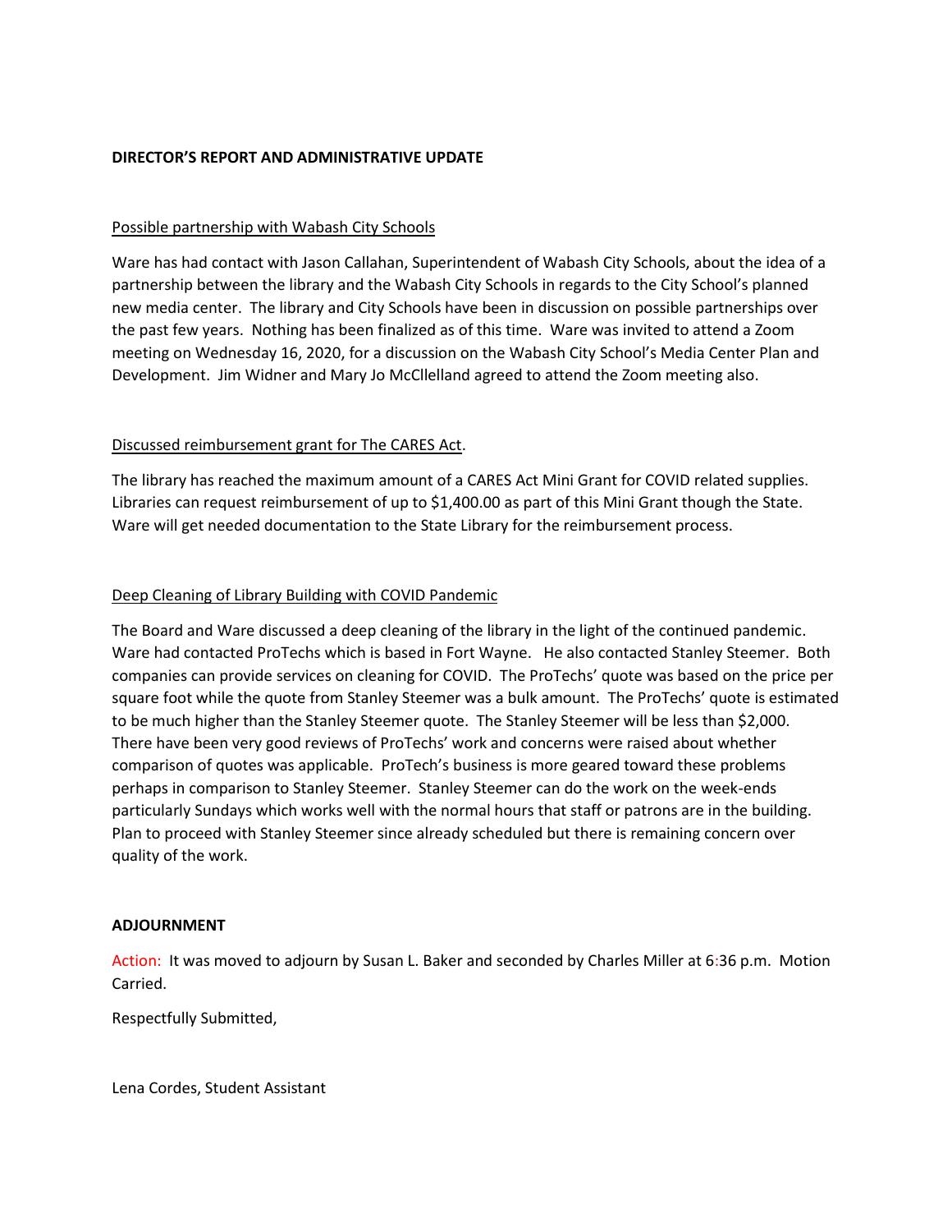**DIRECTOR'S REPORT AND ADMINISTRATIVE UPDATE**

Possible partnership with Wabash City Schools

Ware has had contact with Jason Callahan, Superintendent of Wabash City Schools, about the idea of a partnership between the library and the Wabash City Schools in regards to the City School's planned new media center. The library and City Schools have been in discussion on possible partnerships over the past few years. Nothing has been finalized as of this time. Ware was invited to attend a Zoom meeting on Wednesday 16, 2020, for a discussion on the Wabash City School's Media Center Plan and Development. Jim Widner and Mary Jo McCllelland agreed to attend the Zoom meeting also.

Discussed reimbursement grant for The CARES Act.

The library has reached the maximum amount of a CARES Act Mini Grant for COVID related supplies. Libraries can request reimbursement of up to $1,400.00 as part of this Mini Grant though the State. Ware will get needed documentation to the State Library for the reimbursement process.

Deep Cleaning of Library Building with COVID Pandemic

The Board and Ware discussed a deep cleaning of the library in the light of the continued pandemic. Ware had contacted ProTechs which is based in Fort Wayne. He also contacted Stanley Steemer. Both companies can provide services on cleaning for COVID. The ProTechs' quote was based on the price per square foot while the quote from Stanley Steemer was a bulk amount. The ProTechs' quote is estimated to be much higher than the Stanley Steemer quote. The Stanley Steemer will be less than $2,000. There have been very good reviews of ProTechs' work and concerns were raised about whether comparison of quotes was applicable. ProTech's business is more geared toward these problems perhaps in comparison to Stanley Steemer. Stanley Steemer can do the work on the week-ends particularly Sundays which works well with the normal hours that staff or patrons are in the building. Plan to proceed with Stanley Steemer since already scheduled but there is remaining concern over quality of the work.

**ADJOURNMENT**

Action: It was moved to adjourn by Susan L. Baker and seconded by Charles Miller at 6:36 p.m. Motion Carried.

Respectfully Submitted,

Lena Cordes, Student Assistant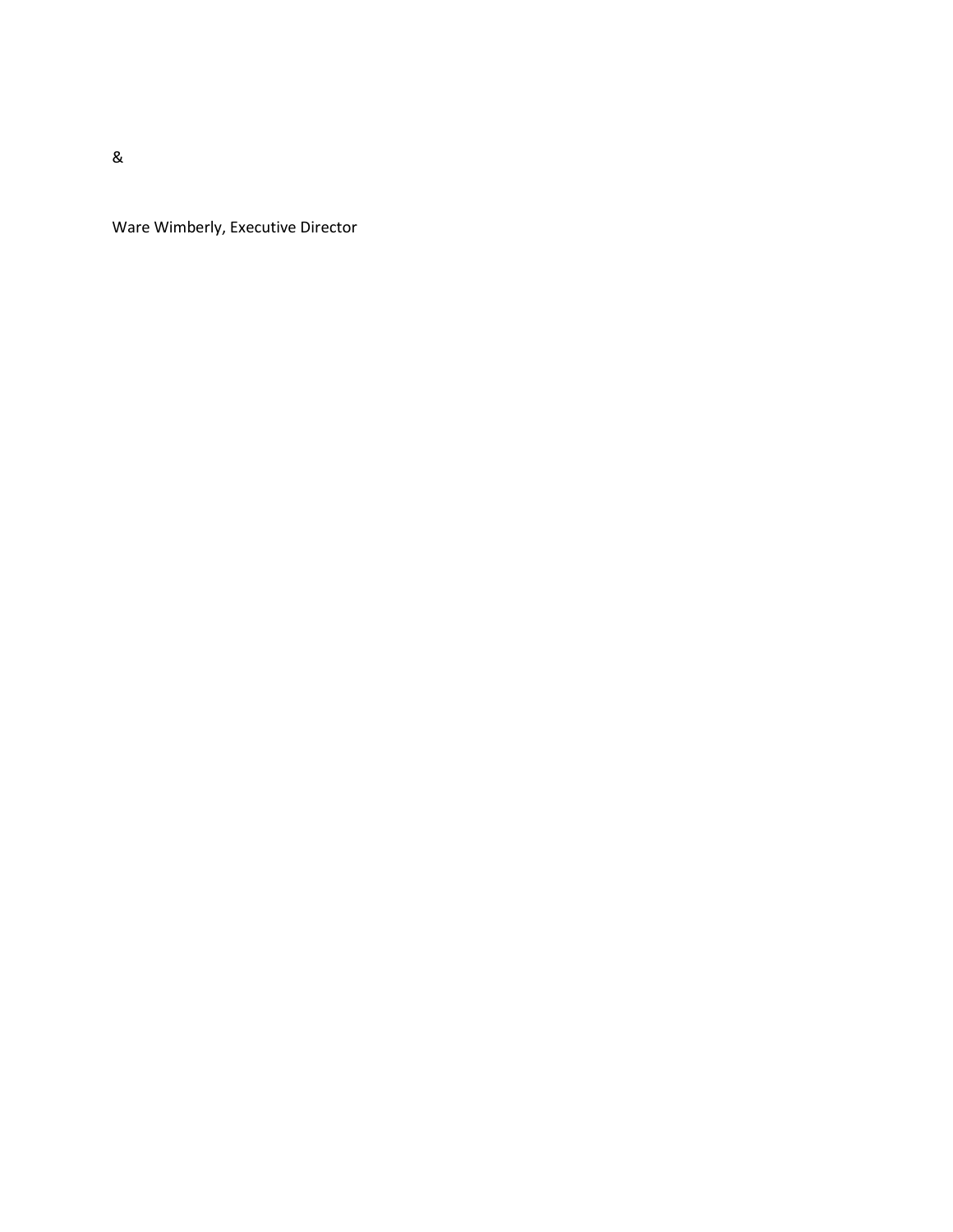&

Ware Wimberly, Executive Director